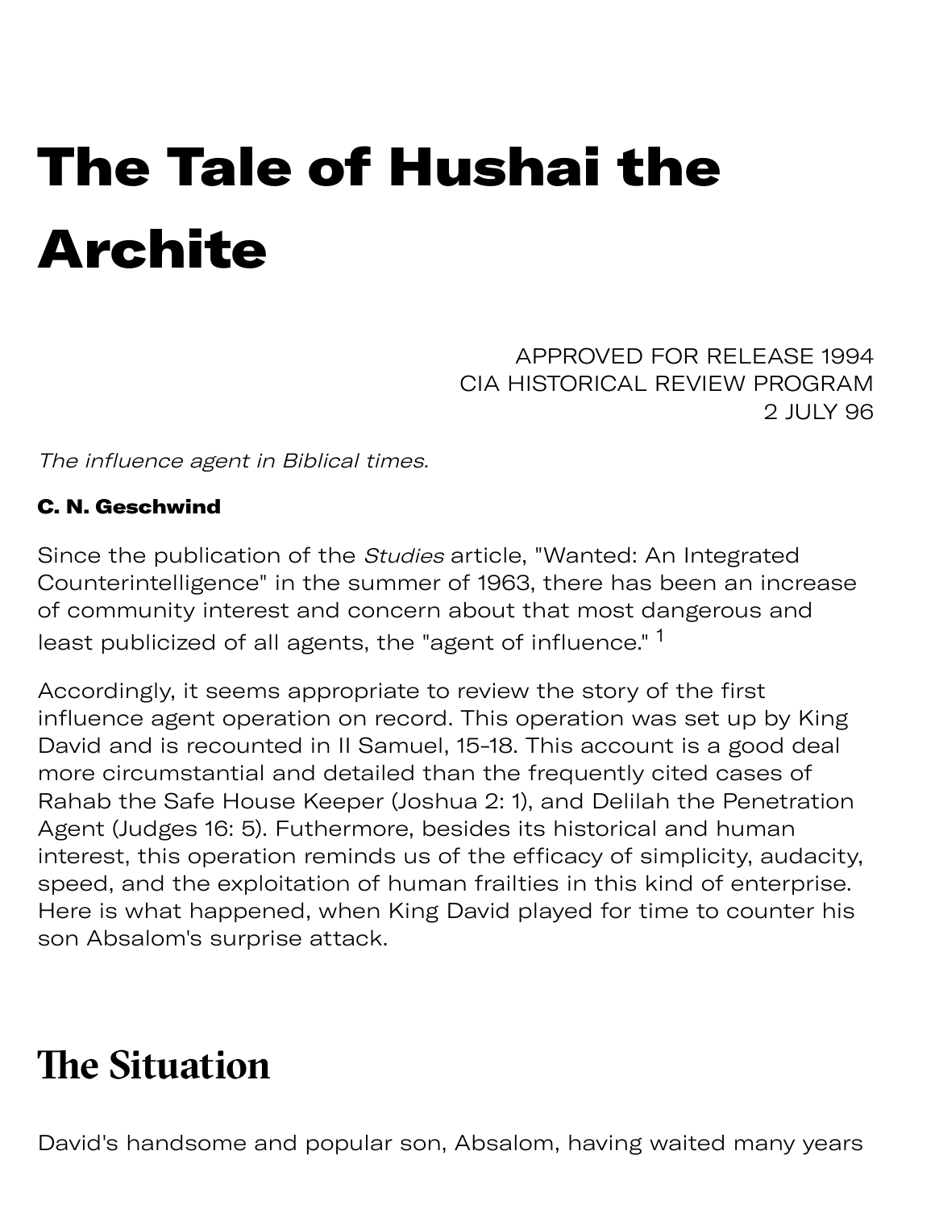# The Tale of Hushai the Archite

APPROVED FOR RELEASE 1994
CIA HISTORICAL REVIEW PROGRAM
2 JULY 96

*The influence agent in Biblical times.*

**C. N. Geschwind**

Since the publication of the *Studies* article, "Wanted: An Integrated Counterintelligence" in the summer of 1963, there has been an increase of community interest and concern about that most dangerous and least publicized of all agents, the "agent of influence." [1]

Accordingly, it seems appropriate to review the story of the first influence agent operation on record. This operation was set up by King David and is recounted in II Samuel, 15-18. This account is a good deal more circumstantial and detailed than the frequently cited cases of Rahab the Safe House Keeper (Joshua 2: 1), and Delilah the Penetration Agent (Judges 16: 5). Futhermore, besides its historical and human interest, this operation reminds us of the efficacy of simplicity, audacity, speed, and the exploitation of human frailties in this kind of enterprise. Here is what happened, when King David played for time to counter his son Absalom's surprise attack.

## The Situation

David's handsome and popular son, Absalom, having waited many years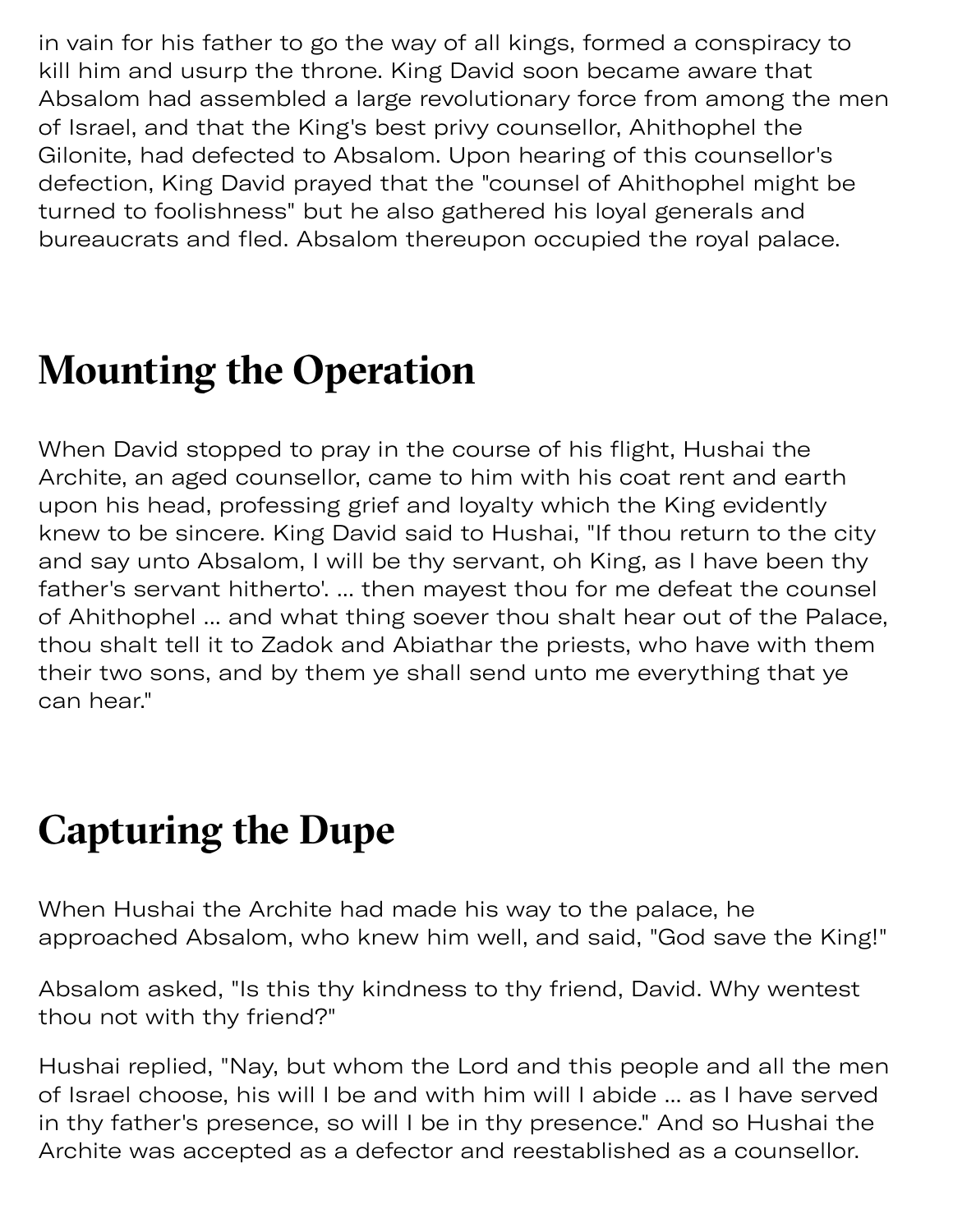in vain for his father to go the way of all kings, formed a conspiracy to kill him and usurp the throne. King David soon became aware that Absalom had assembled a large revolutionary force from among the men of Israel, and that the King's best privy counsellor, Ahithophel the Gilonite, had defected to Absalom. Upon hearing of this counsellor's defection, King David prayed that the "counsel of Ahithophel might be turned to foolishness" but he also gathered his loyal generals and bureaucrats and fled. Absalom thereupon occupied the royal palace.

## Mounting the Operation

When David stopped to pray in the course of his flight, Hushai the Archite, an aged counsellor, came to him with his coat rent and earth upon his head, professing grief and loyalty which the King evidently knew to be sincere. King David said to Hushai, "If thou return to the city and say unto Absalom, I will be thy servant, oh King, as I have been thy father's servant hitherto'. ... then mayest thou for me defeat the counsel of Ahithophel ... and what thing soever thou shalt hear out of the Palace, thou shalt tell it to Zadok and Abiathar the priests, who have with them their two sons, and by them ye shall send unto me everything that ye can hear."

## Capturing the Dupe

When Hushai the Archite had made his way to the palace, he approached Absalom, who knew him well, and said, "God save the King!"

Absalom asked, "Is this thy kindness to thy friend, David. Why wentest thou not with thy friend?"

Hushai replied, "Nay, but whom the Lord and this people and all the men of Israel choose, his will I be and with him will I abide ... as I have served in thy father's presence, so will I be in thy presence." And so Hushai the Archite was accepted as a defector and reestablished as a counsellor.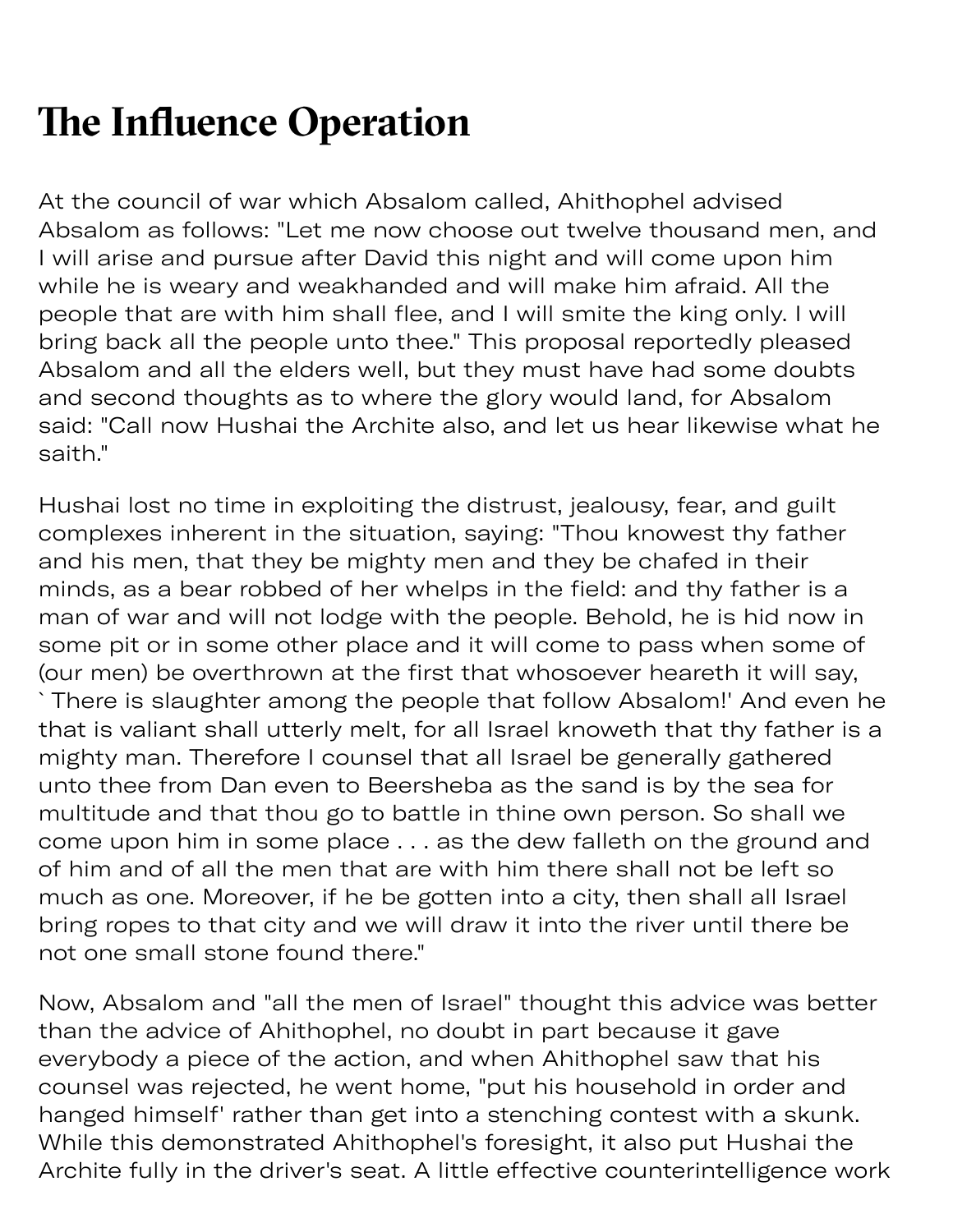# The Influence Operation

At the council of war which Absalom called, Ahithophel advised Absalom as follows: "Let me now choose out twelve thousand men, and I will arise and pursue after David this night and will come upon him while he is weary and weakhanded and will make him afraid. All the people that are with him shall flee, and I will smite the king only. I will bring back all the people unto thee." This proposal reportedly pleased Absalom and all the elders well, but they must have had some doubts and second thoughts as to where the glory would land, for Absalom said: "Call now Hushai the Archite also, and let us hear likewise what he saith."

Hushai lost no time in exploiting the distrust, jealousy, fear, and guilt complexes inherent in the situation, saying: "Thou knowest thy father and his men, that they be mighty men and they be chafed in their minds, as a bear robbed of her whelps in the field: and thy father is a man of war and will not lodge with the people. Behold, he is hid now in some pit or in some other place and it will come to pass when some of (our men) be overthrown at the first that whosoever heareth it will say, `There is slaughter among the people that follow Absalom!' And even he that is valiant shall utterly melt, for all Israel knoweth that thy father is a mighty man. Therefore I counsel that all Israel be generally gathered unto thee from Dan even to Beersheba as the sand is by the sea for multitude and that thou go to battle in thine own person. So shall we come upon him in some place . . . as the dew falleth on the ground and of him and of all the men that are with him there shall not be left so much as one. Moreover, if he be gotten into a city, then shall all Israel bring ropes to that city and we will draw it into the river until there be not one small stone found there."

Now, Absalom and "all the men of Israel" thought this advice was better than the advice of Ahithophel, no doubt in part because it gave everybody a piece of the action, and when Ahithophel saw that his counsel was rejected, he went home, "put his household in order and hanged himself' rather than get into a stenching contest with a skunk. While this demonstrated Ahithophel's foresight, it also put Hushai the Archite fully in the driver's seat. A little effective counterintelligence work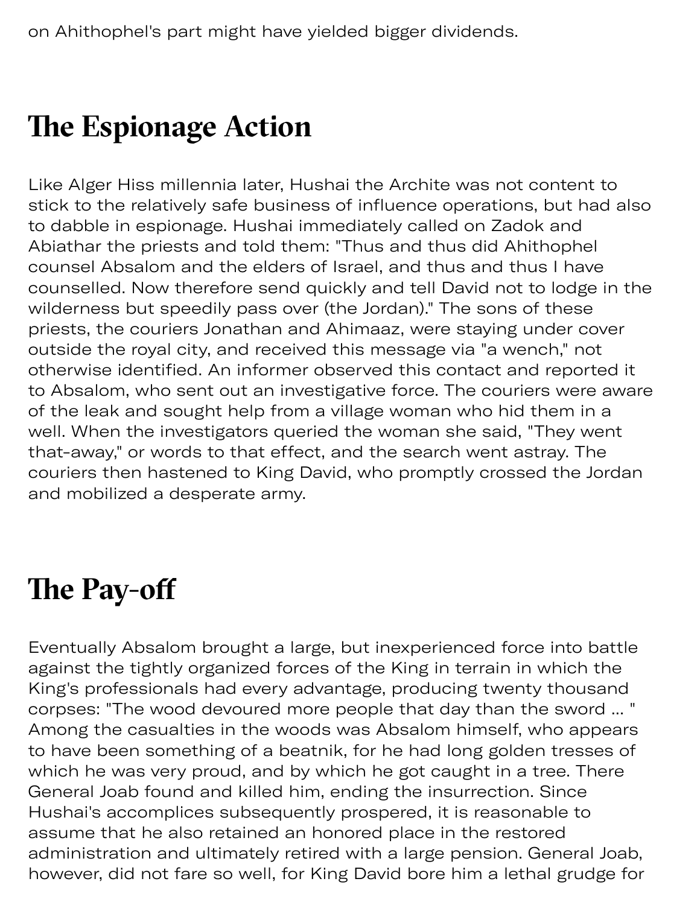on Ahithophel's part might have yielded bigger dividends.

## The Espionage Action

Like Alger Hiss millennia later, Hushai the Archite was not content to stick to the relatively safe business of influence operations, but had also to dabble in espionage. Hushai immediately called on Zadok and Abiathar the priests and told them: "Thus and thus did Ahithophel counsel Absalom and the elders of Israel, and thus and thus I have counselled. Now therefore send quickly and tell David not to lodge in the wilderness but speedily pass over (the Jordan)." The sons of these priests, the couriers Jonathan and Ahimaaz, were staying under cover outside the royal city, and received this message via "a wench," not otherwise identified. An informer observed this contact and reported it to Absalom, who sent out an investigative force. The couriers were aware of the leak and sought help from a village woman who hid them in a well. When the investigators queried the woman she said, "They went that-away," or words to that effect, and the search went astray. The couriers then hastened to King David, who promptly crossed the Jordan and mobilized a desperate army.

## The Pay-off

Eventually Absalom brought a large, but inexperienced force into battle against the tightly organized forces of the King in terrain in which the King's professionals had every advantage, producing twenty thousand corpses: "The wood devoured more people that day than the sword ... " Among the casualties in the woods was Absalom himself, who appears to have been something of a beatnik, for he had long golden tresses of which he was very proud, and by which he got caught in a tree. There General Joab found and killed him, ending the insurrection. Since Hushai's accomplices subsequently prospered, it is reasonable to assume that he also retained an honored place in the restored administration and ultimately retired with a large pension. General Joab, however, did not fare so well, for King David bore him a lethal grudge for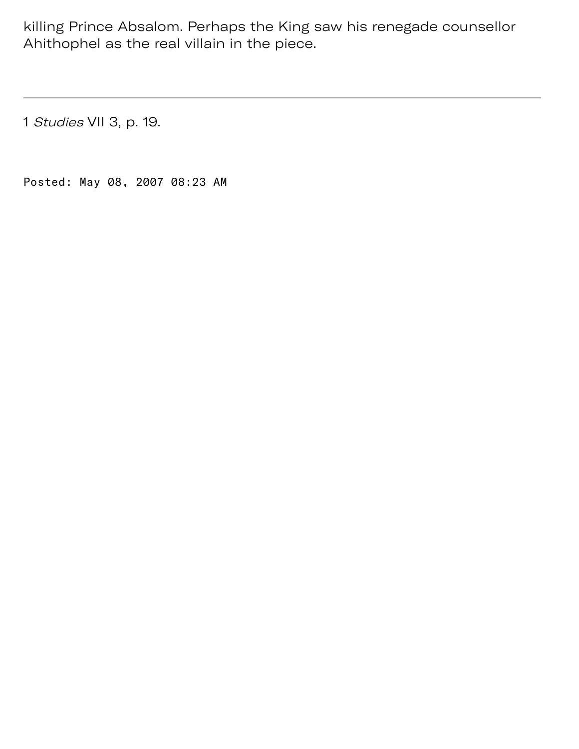killing Prince Absalom. Perhaps the King saw his renegade counsellor Ahithophel as the real villain in the piece.

---

1 *Studies* VII 3, p. 19.

Posted: May 08, 2007 08:23 AM